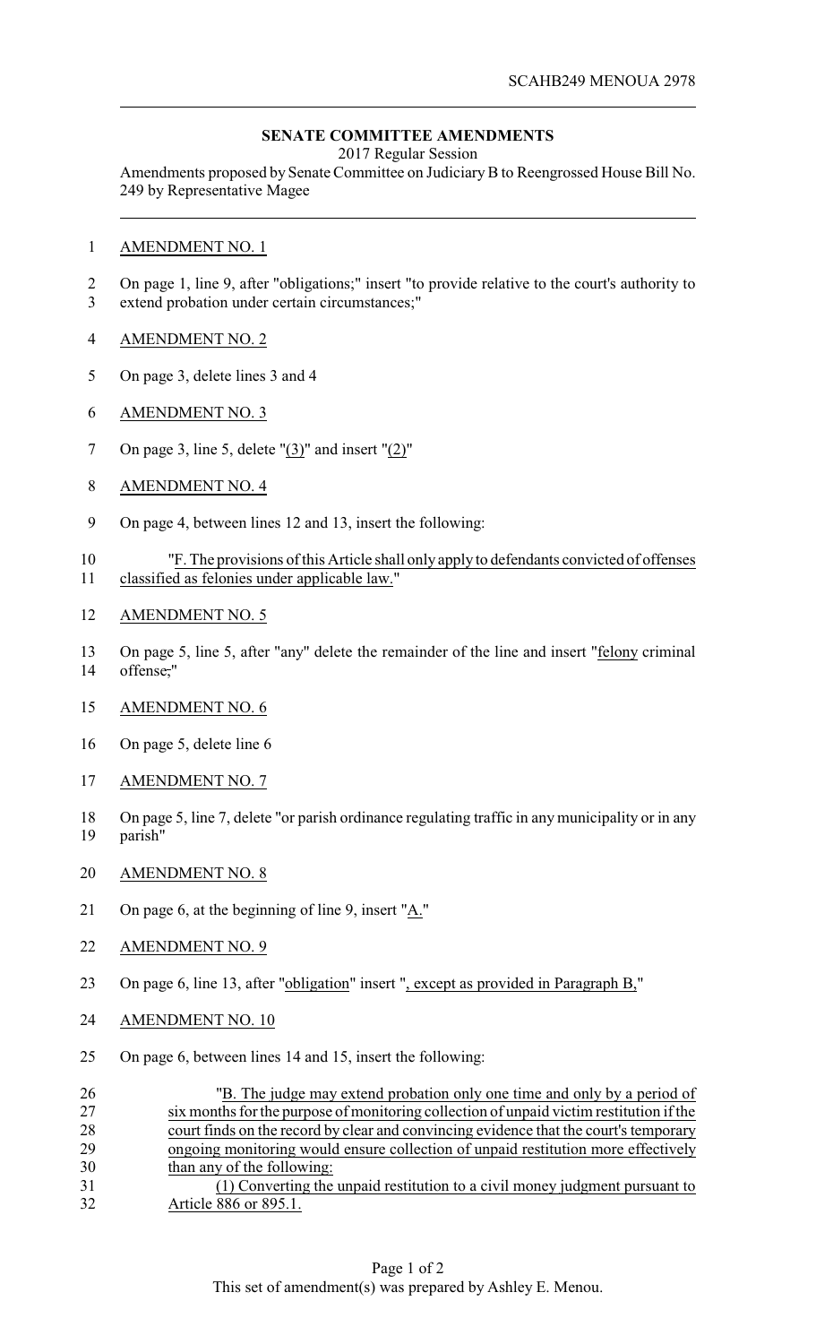SCAHB249 MENOUA 2978

**SENATE COMMITTEE AMENDMENTS**

2017 Regular Session

Amendments proposed by Senate Committee on Judiciary B to Reengrossed House Bill No. 249 by Representative Magee

1 AMENDMENT NO. 1

2 On page 1, line 9, after "obligations;" insert "to provide relative to the court's authority to
3 extend probation under certain circumstances;"

4 AMENDMENT NO. 2

5 On page 3, delete lines 3 and 4

6 AMENDMENT NO. 3

7 On page 3, line 5, delete "(3)" and insert "(2)"

8 AMENDMENT NO. 4

9 On page 4, between lines 12 and 13, insert the following:

10 "F. The provisions of this Article shall only apply to defendants convicted of offenses
11 classified as felonies under applicable law."

12 AMENDMENT NO. 5

13 On page 5, line 5, after "any" delete the remainder of the line and insert "felony criminal
14 offense,"

15 AMENDMENT NO. 6

16 On page 5, delete line 6

17 AMENDMENT NO. 7

18 On page 5, line 7, delete "or parish ordinance regulating traffic in any municipality or in any
19 parish"

20 AMENDMENT NO. 8

21 On page 6, at the beginning of line 9, insert "A."

22 AMENDMENT NO. 9

23 On page 6, line 13, after "obligation" insert ", except as provided in Paragraph B,"

24 AMENDMENT NO. 10

25 On page 6, between lines 14 and 15, insert the following:

26 "B. The judge may extend probation only one time and only by a period of
27 six months for the purpose of monitoring collection of unpaid victim restitution if the
28 court finds on the record by clear and convincing evidence that the court's temporary
29 ongoing monitoring would ensure collection of unpaid restitution more effectively
30 than any of the following:
31 (1) Converting the unpaid restitution to a civil money judgment pursuant to
32 Article 886 or 895.1.

This set of amendment(s) was prepared by Ashley E. Menou.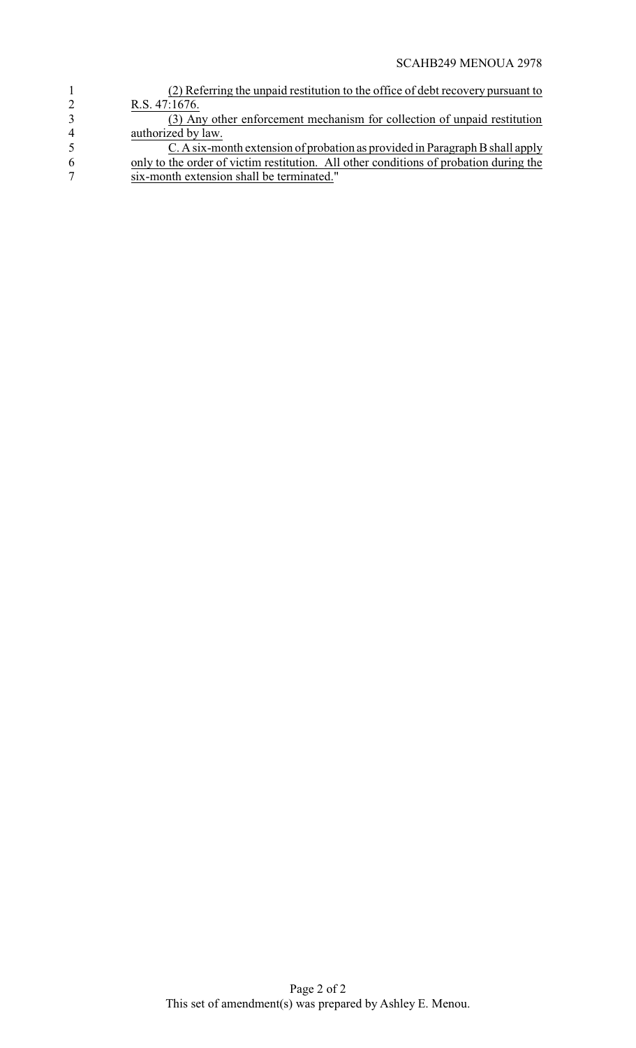(2) Referring the unpaid restitution to the office of debt recovery pursuant to R.S. 47:1676.

(3) Any other enforcement mechanism for collection of unpaid restitution authorized by law.

C. A six-month extension of probation as provided in Paragraph B shall apply only to the order of victim restitution. All other conditions of probation during the six-month extension shall be terminated."

This set of amendment(s) was prepared by Ashley E. Menou.